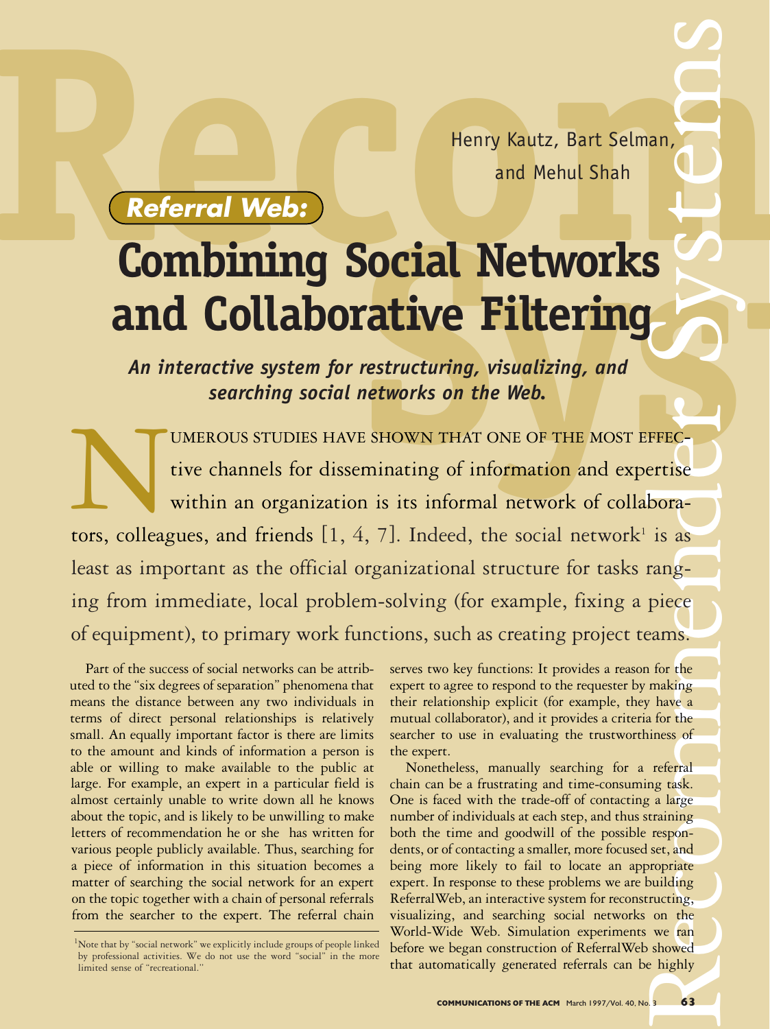Henry Kautz, Bart Selman, and Mehul Shah

***Referral Web:***

# Combining Social Networks and Collaborative Filtering

***An interactive system for restructuring, visualizing, and searching social networks on the Web.***

NUMEROUS STUDIES HAVE SHOWN THAT ONE OF THE MOST EFFECtive channels for disseminating of information and expertise within an organization is its informal network of collaborators, colleagues, and friends [1, 4, 7]. Indeed, the social network[1] is as least as important as the official organizational structure for tasks ranging from immediate, local problem-solving (for example, fixing a piece of equipment), to primary work functions, such as creating project teams.

Part of the success of social networks can be attributed to the "six degrees of separation" phenomena that means the distance between any two individuals in terms of direct personal relationships is relatively small. An equally important factor is there are limits to the amount and kinds of information a person is able or willing to make available to the public at large. For example, an expert in a particular field is almost certainly unable to write down all he knows about the topic, and is likely to be unwilling to make letters of recommendation he or she has written for various people publicly available. Thus, searching for a piece of information in this situation becomes a matter of searching the social network for an expert on the topic together with a chain of personal referrals from the searcher to the expert. The referral chain serves two key functions: It provides a reason for the expert to agree to respond to the requester by making their relationship explicit (for example, they have a mutual collaborator), and it provides a criteria for the searcher to use in evaluating the trustworthiness of the expert.

Nonetheless, manually searching for a referral chain can be a frustrating and time-consuming task. One is faced with the trade-off of contacting a large number of individuals at each step, and thus straining both the time and goodwill of the possible respondents, or of contacting a smaller, more focused set, and being more likely to fail to locate an appropriate expert. In response to these problems we are building ReferralWeb, an interactive system for reconstructing, visualizing, and searching social networks on the World-Wide Web. Simulation experiments we ran before we began construction of ReferralWeb showed that automatically generated referrals can be highly

[1]Note that by "social network" we explicitly include groups of people linked by professional activities. We do not use the word "social" in the more limited sense of "recreational."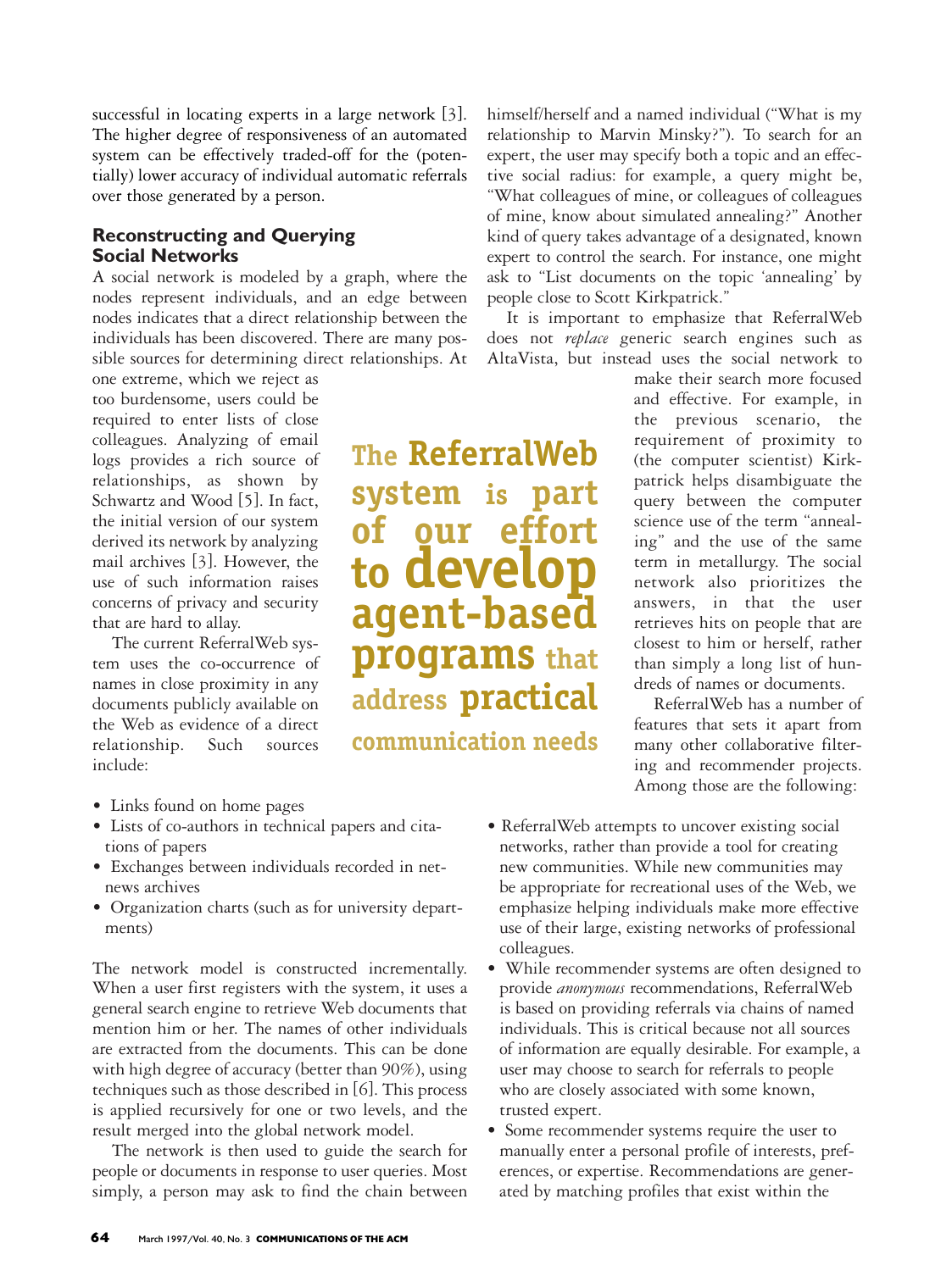successful in locating experts in a large network [3]. The higher degree of responsiveness of an automated system can be effectively traded-off for the (potentially) lower accuracy of individual automatic referrals over those generated by a person.

## Reconstructing and Querying Social Networks

A social network is modeled by a graph, where the nodes represent individuals, and an edge between nodes indicates that a direct relationship between the individuals has been discovered. There are many possible sources for determining direct relationships. At one extreme, which we reject as too burdensome, users could be required to enter lists of close colleagues. Analyzing of email logs provides a rich source of relationships, as shown by Schwartz and Wood [5]. In fact, the initial version of our system derived its network by analyzing mail archives [3]. However, the use of such information raises concerns of privacy and security that are hard to allay.

The current ReferralWeb system uses the co-occurrence of names in close proximity in any documents publicly available on the Web as evidence of a direct relationship. Such sources include:

- Links found on home pages
- Lists of co-authors in technical papers and citations of papers
- Exchanges between individuals recorded in netnews archives
- Organization charts (such as for university departments)

The network model is constructed incrementally. When a user first registers with the system, it uses a general search engine to retrieve Web documents that mention him or her. The names of other individuals are extracted from the documents. This can be done with high degree of accuracy (better than 90%), using techniques such as those described in [6]. This process is applied recursively for one or two levels, and the result merged into the global network model.

The network is then used to guide the search for people or documents in response to user queries. Most simply, a person may ask to find the chain between himself/herself and a named individual ("What is my relationship to Marvin Minsky?"). To search for an expert, the user may specify both a topic and an effective social radius: for example, a query might be, "What colleagues of mine, or colleagues of colleagues of mine, know about simulated annealing?" Another kind of query takes advantage of a designated, known expert to control the search. For instance, one might ask to "List documents on the topic 'annealing' by people close to Scott Kirkpatrick."

It is important to emphasize that ReferralWeb does not *replace* generic search engines such as AltaVista, but instead uses the social network to make their search more focused and effective. For example, in the previous scenario, the requirement of proximity to (the computer scientist) Kirkpatrick helps disambiguate the query between the computer science use of the term "annealing" and the use of the same term in metallurgy. The social network also prioritizes the answers, in that the user retrieves hits on people that are closest to him or herself, rather than simply a long list of hundreds of names or documents.

**The ReferralWeb system is part of our effort to develop agent-based programs that address practical communication needs**

ReferralWeb has a number of features that sets it apart from many other collaborative filtering and recommender projects. Among those are the following:

- ReferralWeb attempts to uncover existing social networks, rather than provide a tool for creating new communities. While new communities may be appropriate for recreational uses of the Web, we emphasize helping individuals make more effective use of their large, existing networks of professional colleagues.
- While recommender systems are often designed to provide *anonymous* recommendations, ReferralWeb is based on providing referrals via chains of named individuals. This is critical because not all sources of information are equally desirable. For example, a user may choose to search for referrals to people who are closely associated with some known, trusted expert.
- Some recommender systems require the user to manually enter a personal profile of interests, preferences, or expertise. Recommendations are generated by matching profiles that exist within the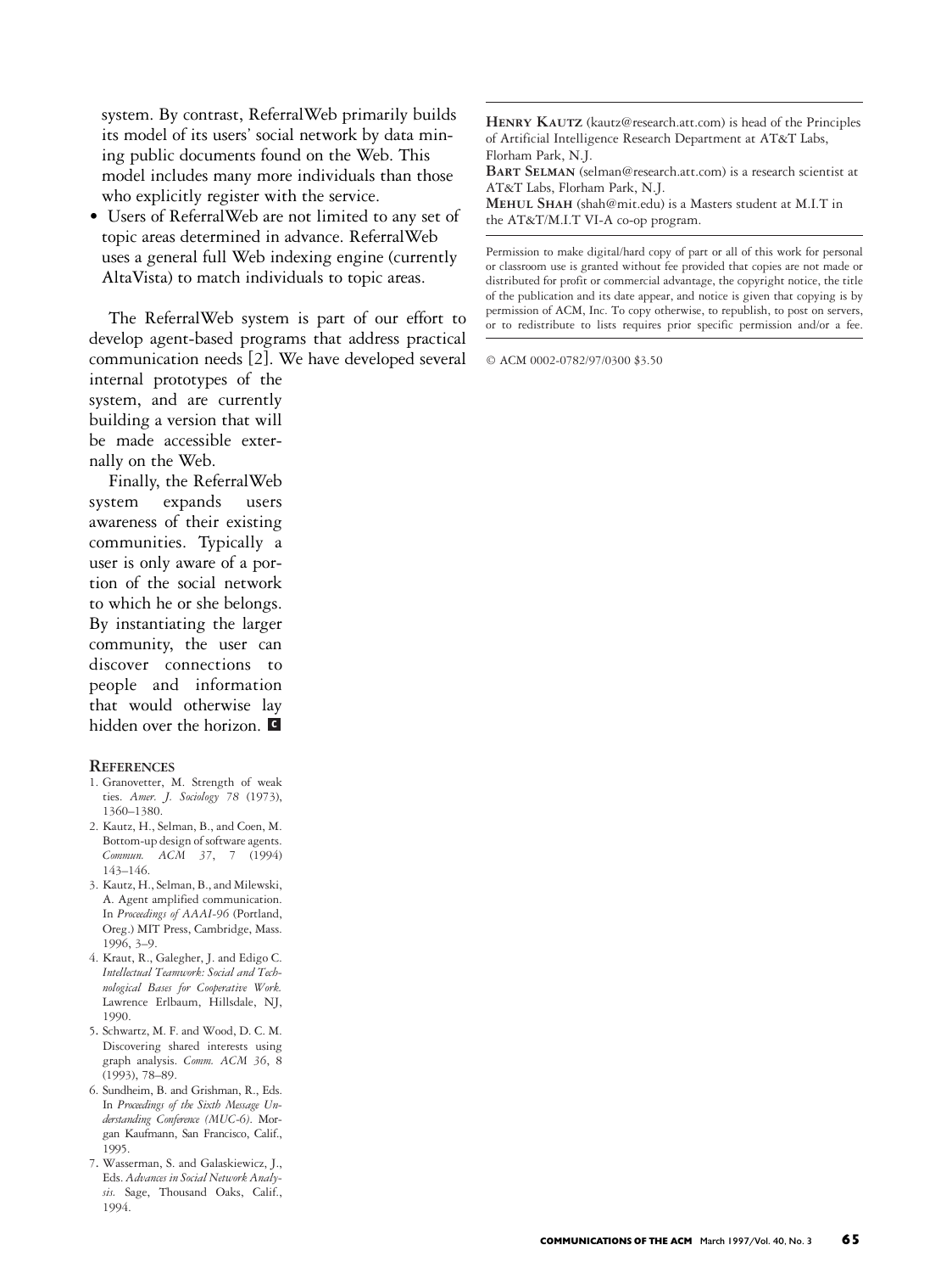system. By contrast, ReferralWeb primarily builds its model of its users' social network by data mining public documents found on the Web. This model includes many more individuals than those who explicitly register with the service.

- Users of ReferralWeb are not limited to any set of topic areas determined in advance. ReferralWeb uses a general full Web indexing engine (currently AltaVista) to match individuals to topic areas.

The ReferralWeb system is part of our effort to develop agent-based programs that address practical communication needs [2]. We have developed several internal prototypes of the system, and are currently building a version that will be made accessible externally on the Web.

Finally, the ReferralWeb system expands users awareness of their existing communities. Typically a user is only aware of a portion of the social network to which he or she belongs. By instantiating the larger community, the user can discover connections to people and information that would otherwise lay hidden over the horizon. **C**

## References

1. Granovetter, M. Strength of weak ties. *Amer. J. Sociology 78* (1973), 1360–1380.
2. Kautz, H., Selman, B., and Coen, M. Bottom-up design of software agents. *Commun. ACM 37*, 7 (1994) 143–146.
3. Kautz, H., Selman, B., and Milewski, A. Agent amplified communication. In *Proceedings of AAAI-96* (Portland, Oreg.) MIT Press, Cambridge, Mass. 1996, 3–9.
4. Kraut, R., Galegher, J. and Edigo C. *Intellectual Teamwork: Social and Technological Bases for Cooperative Work.* Lawrence Erlbaum, Hillsdale, NJ, 1990.
5. Schwartz, M. F. and Wood, D. C. M. Discovering shared interests using graph analysis. *Comm. ACM 36*, 8 (1993), 78–89.
6. Sundheim, B. and Grishman, R., Eds. In *Proceedings of the Sixth Message Understanding Conference (MUC-6)*. Morgan Kaufmann, San Francisco, Calif., 1995.
7. Wasserman, S. and Galaskiewicz, J., Eds. *Advances in Social Network Analysis.* Sage, Thousand Oaks, Calif., 1994.

---

**Henry Kautz** (kautz@research.att.com) is head of the Principles of Artificial Intelligence Research Department at AT&T Labs, Florham Park, N.J.

**Bart Selman** (selman@research.att.com) is a research scientist at AT&T Labs, Florham Park, N.J.

**Mehul Shah** (shah@mit.edu) is a Masters student at M.I.T in the AT&T/M.I.T VI-A co-op program.

---

Permission to make digital/hard copy of part or all of this work for personal or classroom use is granted without fee provided that copies are not made or distributed for profit or commercial advantage, the copyright notice, the title of the publication and its date appear, and notice is given that copying is by permission of ACM, Inc. To copy otherwise, to republish, to post on servers, or to redistribute to lists requires prior specific permission and/or a fee.

© ACM 0002-0782/97/0300 $3.50